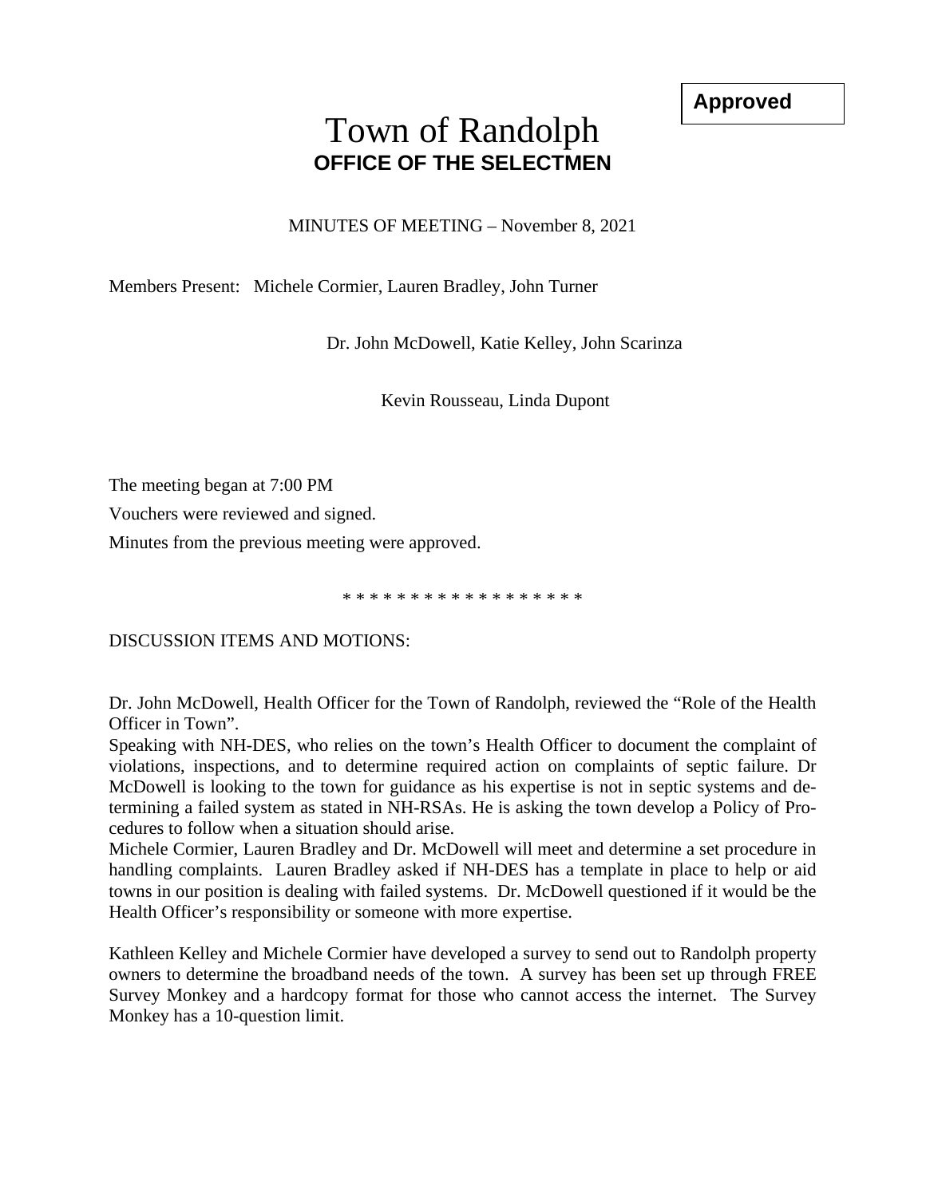**Approved**

# Town of Randolph
## OFFICE OF THE SELECTMEN

MINUTES OF MEETING – November 8, 2021

Members Present: Michele Cormier, Lauren Bradley, John Turner

Dr. John McDowell, Katie Kelley, John Scarinza

Kevin Rousseau, Linda Dupont

The meeting began at 7:00 PM

Vouchers were reviewed and signed.

Minutes from the previous meeting were approved.

* * * * * * * * * * * * * * * * * *

DISCUSSION ITEMS AND MOTIONS:

Dr. John McDowell, Health Officer for the Town of Randolph, reviewed the "Role of the Health Officer in Town".

Speaking with NH-DES, who relies on the town's Health Officer to document the complaint of violations, inspections, and to determine required action on complaints of septic failure. Dr McDowell is looking to the town for guidance as his expertise is not in septic systems and determining a failed system as stated in NH-RSAs. He is asking the town develop a Policy of Procedures to follow when a situation should arise.

Michele Cormier, Lauren Bradley and Dr. McDowell will meet and determine a set procedure in handling complaints. Lauren Bradley asked if NH-DES has a template in place to help or aid towns in our position is dealing with failed systems. Dr. McDowell questioned if it would be the Health Officer's responsibility or someone with more expertise.

Kathleen Kelley and Michele Cormier have developed a survey to send out to Randolph property owners to determine the broadband needs of the town. A survey has been set up through FREE Survey Monkey and a hardcopy format for those who cannot access the internet. The Survey Monkey has a 10-question limit.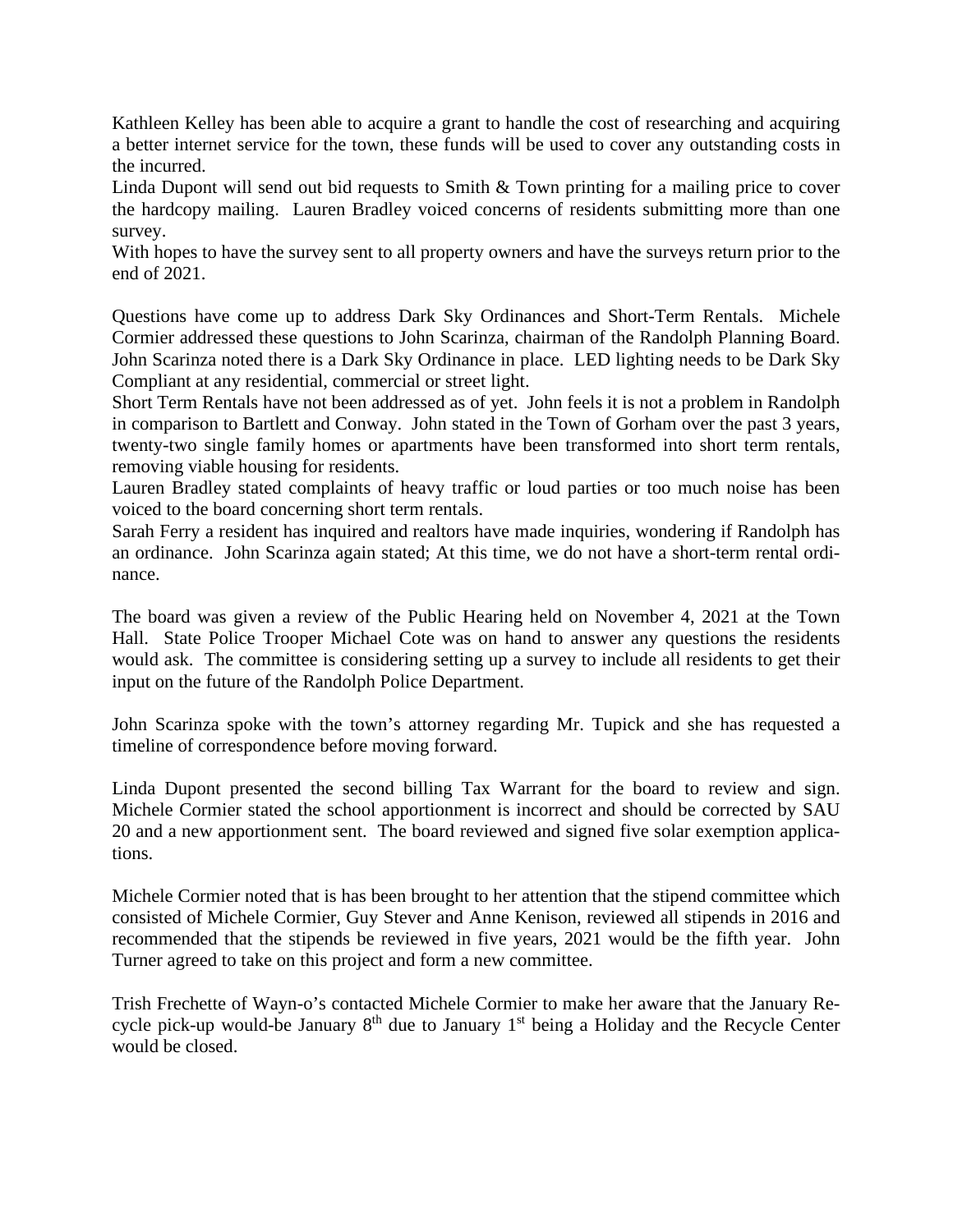Kathleen Kelley has been able to acquire a grant to handle the cost of researching and acquiring a better internet service for the town, these funds will be used to cover any outstanding costs in the incurred.
Linda Dupont will send out bid requests to Smith & Town printing for a mailing price to cover the hardcopy mailing. Lauren Bradley voiced concerns of residents submitting more than one survey.
With hopes to have the survey sent to all property owners and have the surveys return prior to the end of 2021.

Questions have come up to address Dark Sky Ordinances and Short-Term Rentals. Michele Cormier addressed these questions to John Scarinza, chairman of the Randolph Planning Board. John Scarinza noted there is a Dark Sky Ordinance in place. LED lighting needs to be Dark Sky Compliant at any residential, commercial or street light.
Short Term Rentals have not been addressed as of yet. John feels it is not a problem in Randolph in comparison to Bartlett and Conway. John stated in the Town of Gorham over the past 3 years, twenty-two single family homes or apartments have been transformed into short term rentals, removing viable housing for residents.
Lauren Bradley stated complaints of heavy traffic or loud parties or too much noise has been voiced to the board concerning short term rentals.
Sarah Ferry a resident has inquired and realtors have made inquiries, wondering if Randolph has an ordinance. John Scarinza again stated; At this time, we do not have a short-term rental ordinance.

The board was given a review of the Public Hearing held on November 4, 2021 at the Town Hall. State Police Trooper Michael Cote was on hand to answer any questions the residents would ask. The committee is considering setting up a survey to include all residents to get their input on the future of the Randolph Police Department.

John Scarinza spoke with the town's attorney regarding Mr. Tupick and she has requested a timeline of correspondence before moving forward.

Linda Dupont presented the second billing Tax Warrant for the board to review and sign. Michele Cormier stated the school apportionment is incorrect and should be corrected by SAU 20 and a new apportionment sent. The board reviewed and signed five solar exemption applications.

Michele Cormier noted that is has been brought to her attention that the stipend committee which consisted of Michele Cormier, Guy Stever and Anne Kenison, reviewed all stipends in 2016 and recommended that the stipends be reviewed in five years, 2021 would be the fifth year. John Turner agreed to take on this project and form a new committee.

Trish Frechette of Wayn-o's contacted Michele Cormier to make her aware that the January Recycle pick-up would-be January 8th due to January 1st being a Holiday and the Recycle Center would be closed.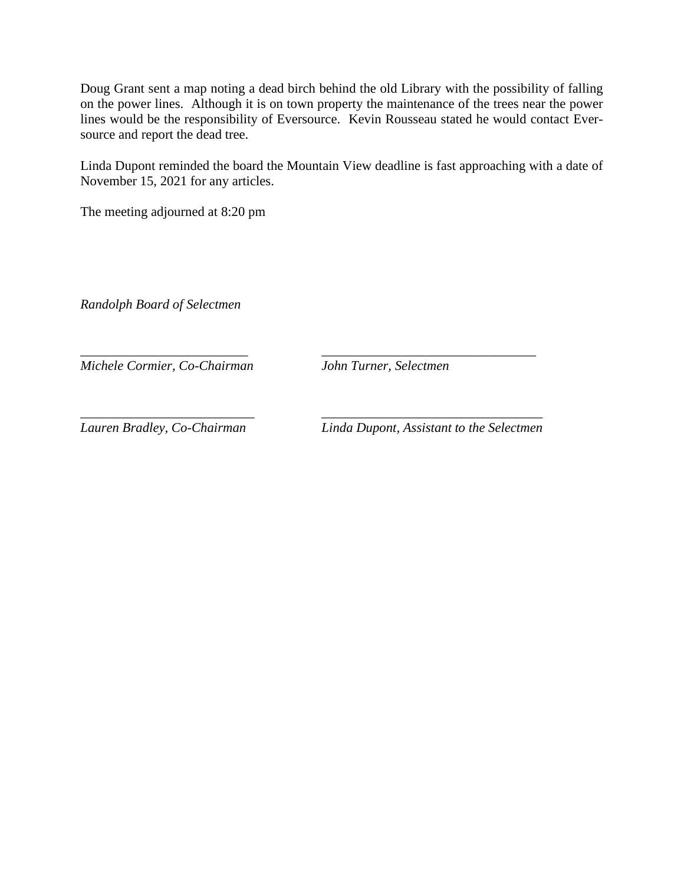Doug Grant sent a map noting a dead birch behind the old Library with the possibility of falling on the power lines. Although it is on town property the maintenance of the trees near the power lines would be the responsibility of Eversource. Kevin Rousseau stated he would contact Eversource and report the dead tree.

Linda Dupont reminded the board the Mountain View deadline is fast approaching with a date of November 15, 2021 for any articles.

The meeting adjourned at 8:20 pm

*Randolph Board of Selectmen*

| | |
|---|---|
| ________________________ | ________________________________ |
| *Michele Cormier, Co-Chairman* | *John Turner, Selectmen* |
| ________________________ | ________________________________ |
| *Lauren Bradley, Co-Chairman* | *Linda Dupont, Assistant to the Selectmen* |